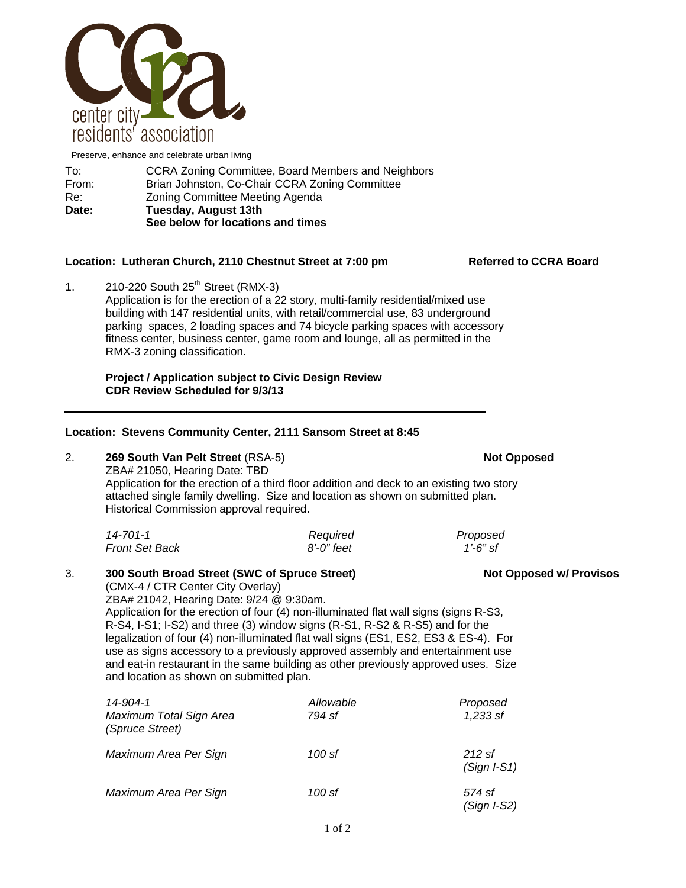center city residents' association

Preserve, enhance and celebrate urban living

To: CCRA Zoning Committee, Board Members and Neighbors
From: Brian Johnston, Co-Chair CCRA Zoning Committee
Re: Zoning Committee Meeting Agenda
**Date:** **Tuesday, August 13th**
**See below for locations and times**

**Location: Lutheran Church, 2110 Chestnut Street at 7:00 pm** **Referred to CCRA Board**

1. 210-220 South 25th Street (RMX-3)
Application is for the erection of a 22 story, multi-family residential/mixed use building with 147 residential units, with retail/commercial use, 83 underground parking spaces, 2 loading spaces and 74 bicycle parking spaces with accessory fitness center, business center, game room and lounge, all as permitted in the RMX-3 zoning classification.

   **Project / Application subject to Civic Design Review**
   **CDR Review Scheduled for 9/3/13**

---

**Location: Stevens Community Center, 2111 Sansom Street at 8:45**

2. **269 South Van Pelt Street** (RSA-5) **Not Opposed**
ZBA# 21050, Hearing Date: TBD
Application for the erection of a third floor addition and deck to an existing two story attached single family dwelling. Size and location as shown on submitted plan. Historical Commission approval required.

| *14-701-1* | *Required* | *Proposed* |
|---|---|---|
| *Front Set Back* | *8'-0" feet* | *1'-6" sf* |

3. **300 South Broad Street (SWC of Spruce Street)** **Not Opposed w/ Provisos**
(CMX-4 / CTR Center City Overlay)
ZBA# 21042, Hearing Date: 9/24 @ 9:30am.
Application for the erection of four (4) non-illuminated flat wall signs (signs R-S3, R-S4, I-S1; I-S2) and three (3) window signs (R-S1, R-S2 & R-S5) and for the legalization of four (4) non-illuminated flat wall signs (ES1, ES2, ES3 & ES-4). For use as signs accessory to a previously approved assembly and entertainment use and eat-in restaurant in the same building as other previously approved uses. Size and location as shown on submitted plan.

| *14-904-1* | *Allowable* | *Proposed* |
|---|---|---|
| *Maximum Total Sign Area (Spruce Street)* | *794 sf* | *1,233 sf* |
| *Maximum Area Per Sign* | *100 sf* | *212 sf (Sign I-S1)* |
| *Maximum Area Per Sign* | *100 sf* | *574 sf (Sign I-S2)* |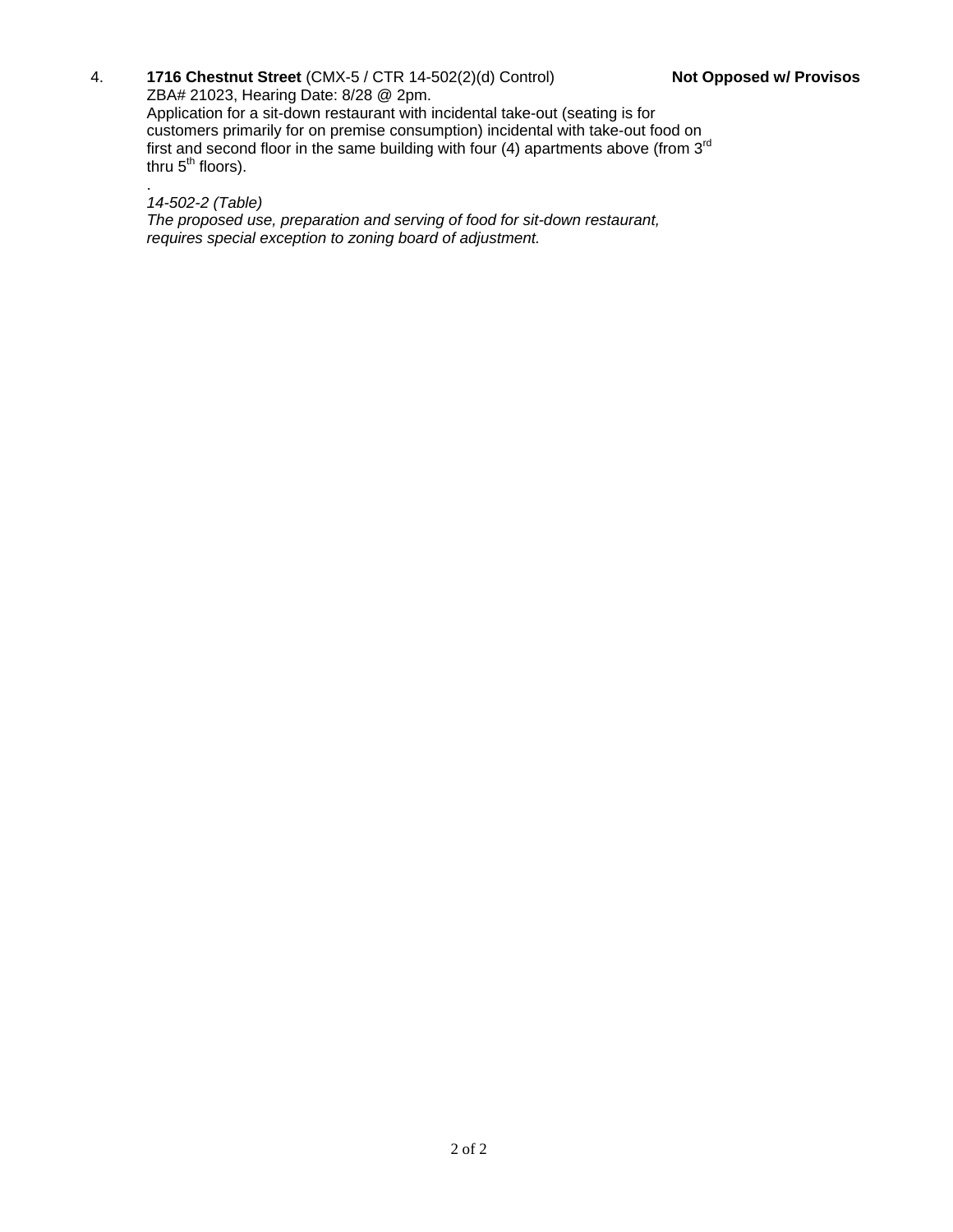4. **1716 Chestnut Street** (CMX-5 / CTR 14-502(2)(d) Control) **Not Opposed w/ Provisos**

ZBA# 21023, Hearing Date: 8/28 @ 2pm.

Application for a sit-down restaurant with incidental take-out (seating is for customers primarily for on premise consumption) incidental with take-out food on first and second floor in the same building with four (4) apartments above (from 3rd thru 5th floors).

.

*14-502-2 (Table)*

*The proposed use, preparation and serving of food for sit-down restaurant, requires special exception to zoning board of adjustment.*